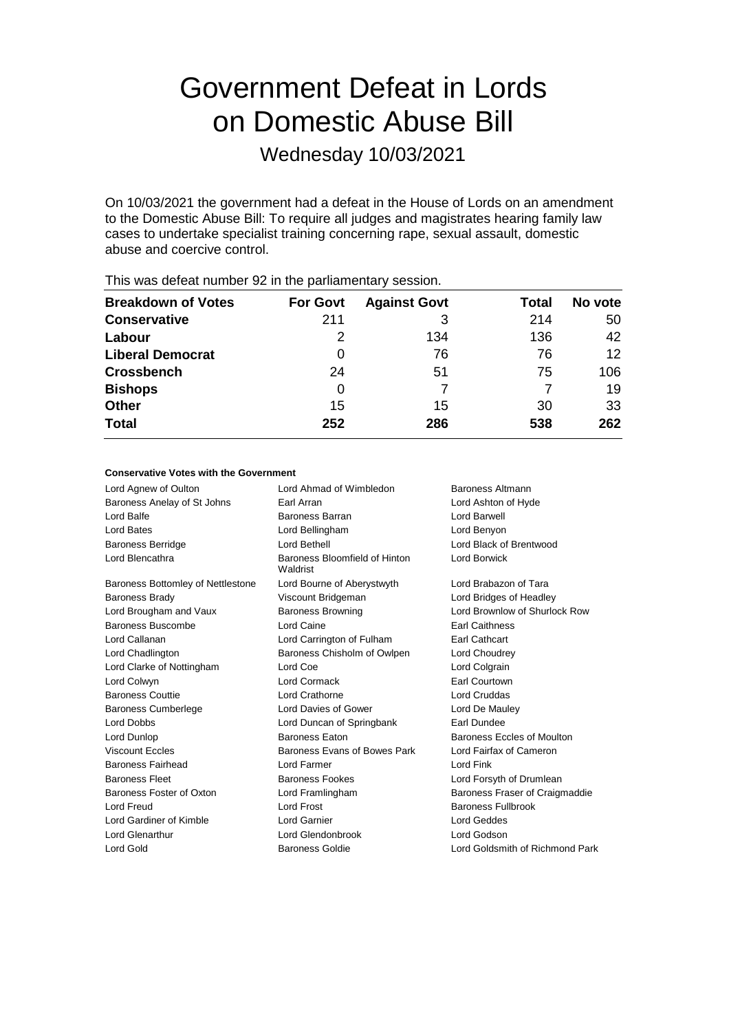# Government Defeat in Lords on Domestic Abuse Bill

## Wednesday 10/03/2021

On 10/03/2021 the government had a defeat in the House of Lords on an amendment to the Domestic Abuse Bill: To require all judges and magistrates hearing family law cases to undertake specialist training concerning rape, sexual assault, domestic abuse and coercive control.

This was defeat number 92 in the parliamentary session.

| Breakdown of Votes | For Govt | Against Govt | Total | No vote |
|---|---|---|---|---|
| **Conservative** | 211 | 3 | 214 | 50 |
| **Labour** | 2 | 134 | 136 | 42 |
| **Liberal Democrat** | 0 | 76 | 76 | 12 |
| **Crossbench** | 24 | 51 | 75 | 106 |
| **Bishops** | 0 | 7 | 7 | 19 |
| **Other** | 15 | 15 | 30 | 33 |
| **Total** | **252** | **286** | **538** | **262** |

#### Conservative Votes with the Government

| | | |
|---|---|---|
| Lord Agnew of Oulton | Lord Ahmad of Wimbledon | Baroness Altmann |
| Baroness Anelay of St Johns | Earl Arran | Lord Ashton of Hyde |
| Lord Balfe | Baroness Barran | Lord Barwell |
| Lord Bates | Lord Bellingham | Lord Benyon |
| Baroness Berridge | Lord Bethell | Lord Black of Brentwood |
| Lord Blencathra | Baroness Bloomfield of Hinton Waldrist | Lord Borwick |
| Baroness Bottomley of Nettlestone | Lord Bourne of Aberystwyth | Lord Brabazon of Tara |
| Baroness Brady | Viscount Bridgeman | Lord Bridges of Headley |
| Lord Brougham and Vaux | Baroness Browning | Lord Brownlow of Shurlock Row |
| Baroness Buscombe | Lord Caine | Earl Caithness |
| Lord Callanan | Lord Carrington of Fulham | Earl Cathcart |
| Lord Chadlington | Baroness Chisholm of Owlpen | Lord Choudrey |
| Lord Clarke of Nottingham | Lord Coe | Lord Colgrain |
| Lord Colwyn | Lord Cormack | Earl Courtown |
| Baroness Couttie | Lord Crathorne | Lord Cruddas |
| Baroness Cumberlege | Lord Davies of Gower | Lord De Mauley |
| Lord Dobbs | Lord Duncan of Springbank | Earl Dundee |
| Lord Dunlop | Baroness Eaton | Baroness Eccles of Moulton |
| Viscount Eccles | Baroness Evans of Bowes Park | Lord Fairfax of Cameron |
| Baroness Fairhead | Lord Farmer | Lord Fink |
| Baroness Fleet | Baroness Fookes | Lord Forsyth of Drumlean |
| Baroness Foster of Oxton | Lord Framlingham | Baroness Fraser of Craigmaddie |
| Lord Freud | Lord Frost | Baroness Fullbrook |
| Lord Gardiner of Kimble | Lord Garnier | Lord Geddes |
| Lord Glenarthur | Lord Glendonbrook | Lord Godson |
| Lord Gold | Baroness Goldie | Lord Goldsmith of Richmond Park |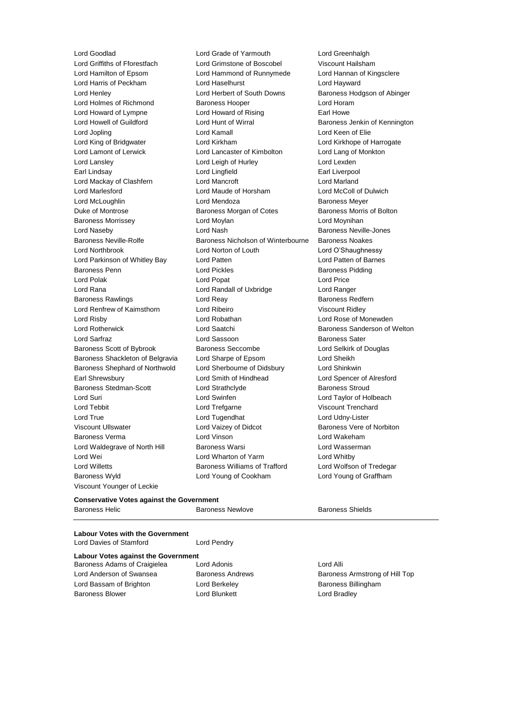Lord Goodlad
Lord Grade of Yarmouth
Lord Greenhalgh
Lord Griffiths of Fforestfach
Lord Grimstone of Boscobel
Viscount Hailsham
Lord Hamilton of Epsom
Lord Hammond of Runnymede
Lord Hannan of Kingsclere
Lord Harris of Peckham
Lord Haselhurst
Lord Hayward
Lord Henley
Lord Herbert of South Downs
Baroness Hodgson of Abinger
Lord Holmes of Richmond
Baroness Hooper
Lord Horam
Lord Howard of Lympne
Lord Howard of Rising
Earl Howe
Lord Howell of Guildford
Lord Hunt of Wirral
Baroness Jenkin of Kennington
Lord Jopling
Lord Kamall
Lord Keen of Elie
Lord King of Bridgwater
Lord Kirkham
Lord Kirkhope of Harrogate
Lord Lamont of Lerwick
Lord Lancaster of Kimbolton
Lord Lang of Monkton
Lord Lansley
Lord Leigh of Hurley
Lord Lexden
Earl Lindsay
Lord Lingfield
Earl Liverpool
Lord Mackay of Clashfern
Lord Mancroft
Lord Marland
Lord Marlesford
Lord Maude of Horsham
Lord McColl of Dulwich
Lord McLoughlin
Lord Mendoza
Baroness Meyer
Duke of Montrose
Baroness Morgan of Cotes
Baroness Morris of Bolton
Baroness Morrissey
Lord Moylan
Lord Moynihan
Lord Naseby
Lord Nash
Baroness Neville-Jones
Baroness Neville-Rolfe
Baroness Nicholson of Winterbourne
Baroness Noakes
Lord Northbrook
Lord Norton of Louth
Lord O'Shaughnessy
Lord Parkinson of Whitley Bay
Lord Patten
Lord Patten of Barnes
Baroness Penn
Lord Pickles
Baroness Pidding
Lord Polak
Lord Popat
Lord Price
Lord Rana
Lord Randall of Uxbridge
Lord Ranger
Baroness Rawlings
Lord Reay
Baroness Redfern
Lord Renfrew of Kaimsthorn
Lord Ribeiro
Viscount Ridley
Lord Risby
Lord Robathan
Lord Rose of Monewden
Lord Rotherwick
Lord Saatchi
Baroness Sanderson of Welton
Lord Sarfraz
Lord Sassoon
Baroness Sater
Baroness Scott of Bybrook
Baroness Seccombe
Lord Selkirk of Douglas
Baroness Shackleton of Belgravia
Lord Sharpe of Epsom
Lord Sheikh
Baroness Shephard of Northwold
Lord Sherbourne of Didsbury
Lord Shinkwin
Earl Shrewsbury
Lord Smith of Hindhead
Lord Spencer of Alresford
Baroness Stedman-Scott
Lord Strathclyde
Baroness Stroud
Lord Suri
Lord Swinfen
Lord Taylor of Holbeach
Lord Tebbit
Lord Trefgarne
Viscount Trenchard
Lord True
Lord Tugendhat
Lord Udny-Lister
Viscount Ullswater
Lord Vaizey of Didcot
Baroness Vere of Norbiton
Baroness Verma
Lord Vinson
Lord Wakeham
Lord Waldegrave of North Hill
Baroness Warsi
Lord Wasserman
Lord Wei
Lord Wharton of Yarm
Lord Whitby
Lord Willetts
Baroness Williams of Trafford
Lord Wolfson of Tredegar
Baroness Wyld
Lord Young of Cookham
Lord Young of Graffham
Viscount Younger of Leckie

**Conservative Votes against the Government**

Baroness Helic
Baroness Newlove
Baroness Shields

---

**Labour Votes with the Government**

Lord Davies of Stamford
Lord Pendry

**Labour Votes against the Government**

Baroness Adams of Craigielea
Lord Adonis
Lord Alli
Lord Anderson of Swansea
Baroness Andrews
Baroness Armstrong of Hill Top
Lord Bassam of Brighton
Lord Berkeley
Baroness Billingham
Baroness Blower
Lord Blunkett
Lord Bradley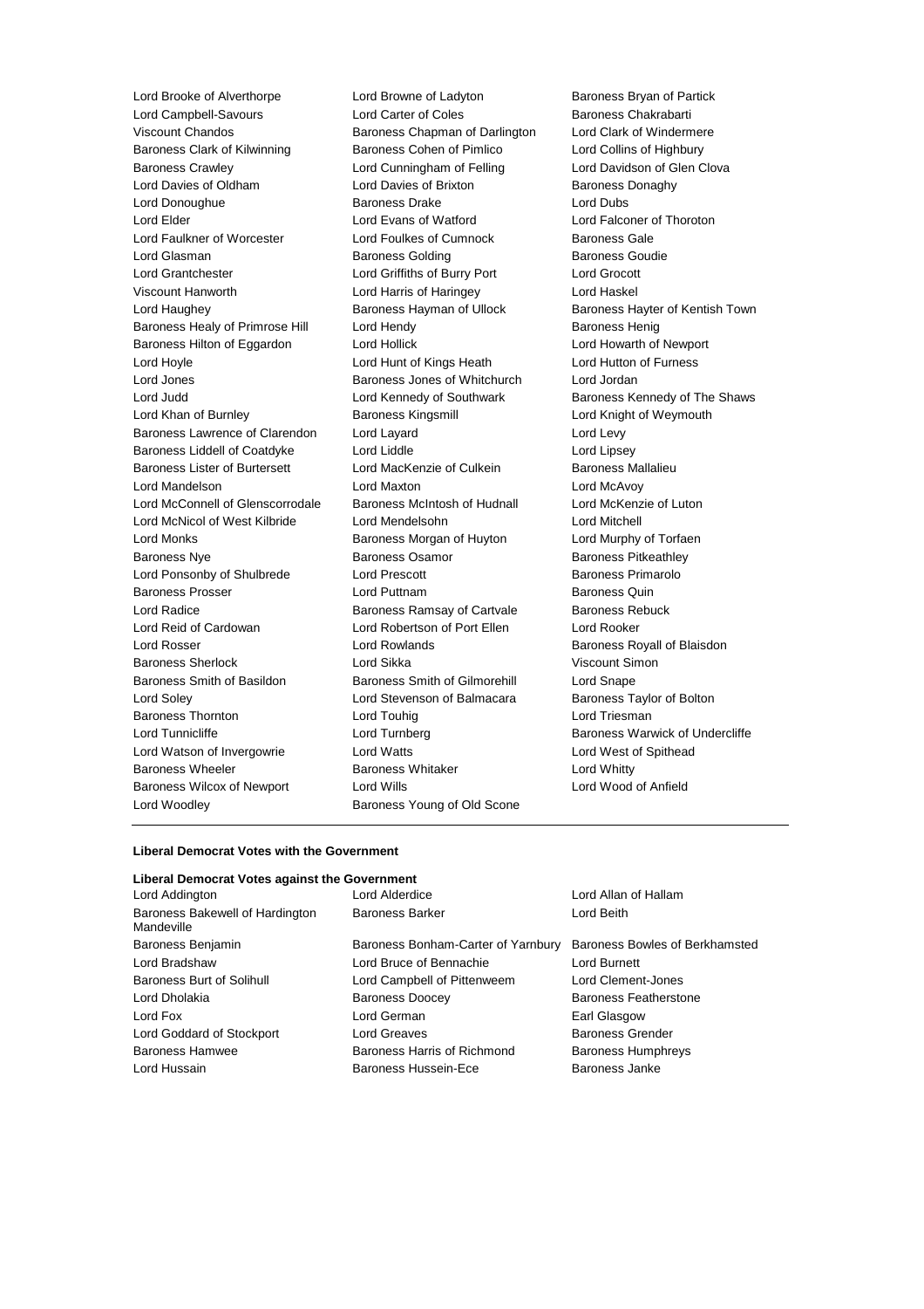Lord Brooke of Alverthorpe Lord Browne of Ladyton Baroness Bryan of Partick
Lord Campbell-Savours Lord Carter of Coles Baroness Chakrabarti
Viscount Chandos Baroness Chapman of Darlington Lord Clark of Windermere
Baroness Clark of Kilwinning Baroness Cohen of Pimlico Lord Collins of Highbury
Baroness Crawley Lord Cunningham of Felling Lord Davidson of Glen Clova
Lord Davies of Oldham Lord Davies of Brixton Baroness Donaghy
Lord Donoughue Baroness Drake Lord Dubs
Lord Elder Lord Evans of Watford Lord Falconer of Thoroton
Lord Faulkner of Worcester Lord Foulkes of Cumnock Baroness Gale
Lord Glasman Baroness Golding Baroness Goudie
Lord Grantchester Lord Griffiths of Burry Port Lord Grocott
Viscount Hanworth Lord Harris of Haringey Lord Haskel
Lord Haughey Baroness Hayman of Ullock Baroness Hayter of Kentish Town
Baroness Healy of Primrose Hill Lord Hendy Baroness Henig
Baroness Hilton of Eggardon Lord Hollick Lord Howarth of Newport
Lord Hoyle Lord Hunt of Kings Heath Lord Hutton of Furness
Lord Jones Baroness Jones of Whitchurch Lord Jordan
Lord Judd Lord Kennedy of Southwark Baroness Kennedy of The Shaws
Lord Khan of Burnley Baroness Kingsmill Lord Knight of Weymouth
Baroness Lawrence of Clarendon Lord Layard Lord Levy
Baroness Liddell of Coatdyke Lord Liddle Lord Lipsey
Baroness Lister of Burtersett Lord MacKenzie of Culkein Baroness Mallalieu
Lord Mandelson Lord Maxton Lord McAvoy
Lord McConnell of Glenscorrodale Baroness McIntosh of Hudnall Lord McKenzie of Luton
Lord McNicol of West Kilbride Lord Mendelsohn Lord Mitchell
Lord Monks Baroness Morgan of Huyton Lord Murphy of Torfaen
Baroness Nye Baroness Osamor Baroness Pitkeathley
Lord Ponsonby of Shulbrede Lord Prescott Baroness Primarolo
Baroness Prosser Lord Puttnam Baroness Quin
Lord Radice Baroness Ramsay of Cartvale Baroness Rebuck
Lord Reid of Cardowan Lord Robertson of Port Ellen Lord Rooker
Lord Rosser Lord Rowlands Baroness Royall of Blaisdon
Baroness Sherlock Lord Sikka Viscount Simon
Baroness Smith of Basildon Baroness Smith of Gilmorehill Lord Snape
Lord Soley Lord Stevenson of Balmacara Baroness Taylor of Bolton
Baroness Thornton Lord Touhig Lord Triesman
Lord Tunnicliffe Lord Turnberg Baroness Warwick of Undercliffe
Lord Watson of Invergowrie Lord Watts Lord West of Spithead
Baroness Wheeler Baroness Whitaker Lord Whitty
Baroness Wilcox of Newport Lord Wills Lord Wood of Anfield
Lord Woodley Baroness Young of Old Scone

---

**Liberal Democrat Votes with the Government**

**Liberal Democrat Votes against the Government**

Lord Addington Lord Alderdice Lord Allan of Hallam
Baroness Bakewell of Hardington Mandeville Baroness Barker Lord Beith
Baroness Benjamin Baroness Bonham-Carter of Yarnbury Baroness Bowles of Berkhamsted
Lord Bradshaw Lord Bruce of Bennachie Lord Burnett
Baroness Burt of Solihull Lord Campbell of Pittenweem Lord Clement-Jones
Lord Dholakia Baroness Doocey Baroness Featherstone
Lord Fox Lord German Earl Glasgow
Lord Goddard of Stockport Lord Greaves Baroness Grender
Baroness Hamwee Baroness Harris of Richmond Baroness Humphreys
Lord Hussain Baroness Hussein-Ece Baroness Janke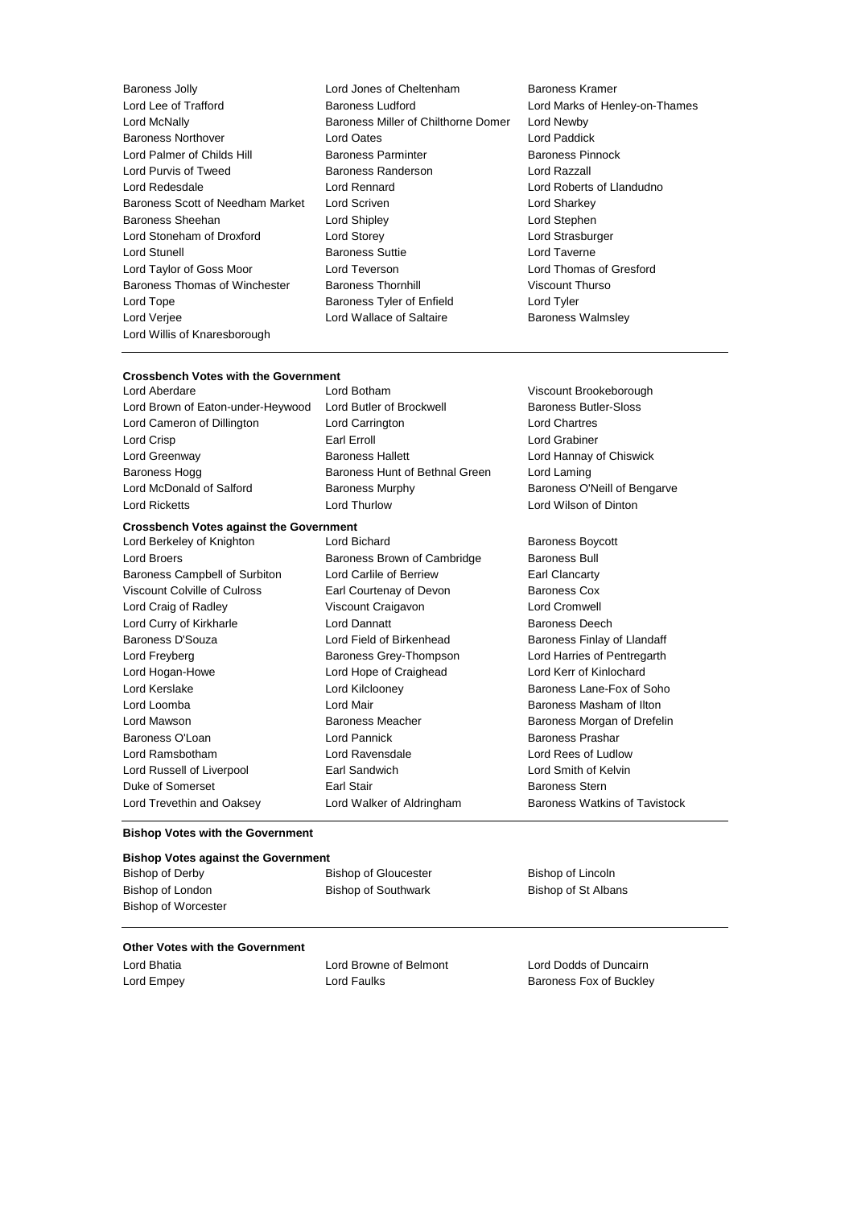Baroness Jolly, Lord Jones of Cheltenham, Baroness Kramer, Lord Lee of Trafford, Baroness Ludford, Lord Marks of Henley-on-Thames, Lord McNally, Baroness Miller of Chilthorne Domer, Lord Newby, Baroness Northover, Lord Oates, Lord Paddick, Lord Palmer of Childs Hill, Baroness Parminter, Baroness Pinnock, Lord Purvis of Tweed, Baroness Randerson, Lord Razzall, Lord Redesdale, Lord Rennard, Lord Roberts of Llandudno, Baroness Scott of Needham Market, Lord Scriven, Lord Sharkey, Baroness Sheehan, Lord Shipley, Lord Stephen, Lord Stoneham of Droxford, Lord Storey, Lord Strasburger, Lord Stunell, Baroness Suttie, Lord Taverne, Lord Taylor of Goss Moor, Lord Teverson, Lord Thomas of Gresford, Baroness Thomas of Winchester, Baroness Thornhill, Viscount Thurso, Lord Tope, Baroness Tyler of Enfield, Lord Tyler, Lord Verjee, Lord Wallace of Saltaire, Baroness Walmsley, Lord Willis of Knaresborough

**Crossbench Votes with the Government**

Lord Aberdare, Lord Botham, Viscount Brookeborough, Lord Brown of Eaton-under-Heywood, Lord Butler of Brockwell, Baroness Butler-Sloss, Lord Cameron of Dillington, Lord Carrington, Lord Chartres, Lord Crisp, Earl Erroll, Lord Grabiner, Lord Greenway, Baroness Hallett, Lord Hannay of Chiswick, Baroness Hogg, Baroness Hunt of Bethnal Green, Lord Laming, Lord McDonald of Salford, Baroness Murphy, Baroness O'Neill of Bengarve, Lord Ricketts, Lord Thurlow, Lord Wilson of Dinton

**Crossbench Votes against the Government**

Lord Berkeley of Knighton, Lord Bichard, Baroness Boycott, Lord Broers, Baroness Brown of Cambridge, Baroness Bull, Baroness Campbell of Surbiton, Lord Carlile of Berriew, Earl Clancarty, Viscount Colville of Culross, Earl Courtenay of Devon, Baroness Cox, Lord Craig of Radley, Viscount Craigavon, Lord Cromwell, Lord Curry of Kirkharle, Lord Dannatt, Baroness Deech, Baroness D'Souza, Lord Field of Birkenhead, Baroness Finlay of Llandaff, Lord Freyberg, Baroness Grey-Thompson, Lord Harries of Pentregarth, Lord Hogan-Howe, Lord Hope of Craighead, Lord Kerr of Kinlochard, Lord Kerslake, Lord Kilclooney, Baroness Lane-Fox of Soho, Lord Loomba, Lord Mair, Baroness Masham of Ilton, Lord Mawson, Baroness Meacher, Baroness Morgan of Drefelin, Baroness O'Loan, Lord Pannick, Baroness Prashar, Lord Ramsbotham, Lord Ravensdale, Lord Rees of Ludlow, Lord Russell of Liverpool, Earl Sandwich, Lord Smith of Kelvin, Duke of Somerset, Earl Stair, Baroness Stern, Lord Trevethin and Oaksey, Lord Walker of Aldringham, Baroness Watkins of Tavistock

**Bishop Votes with the Government**

**Bishop Votes against the Government**

Bishop of Derby, Bishop of Gloucester, Bishop of Lincoln, Bishop of London, Bishop of Southwark, Bishop of St Albans, Bishop of Worcester

**Other Votes with the Government**

Lord Bhatia, Lord Browne of Belmont, Lord Dodds of Duncairn, Lord Empey, Lord Faulks, Baroness Fox of Buckley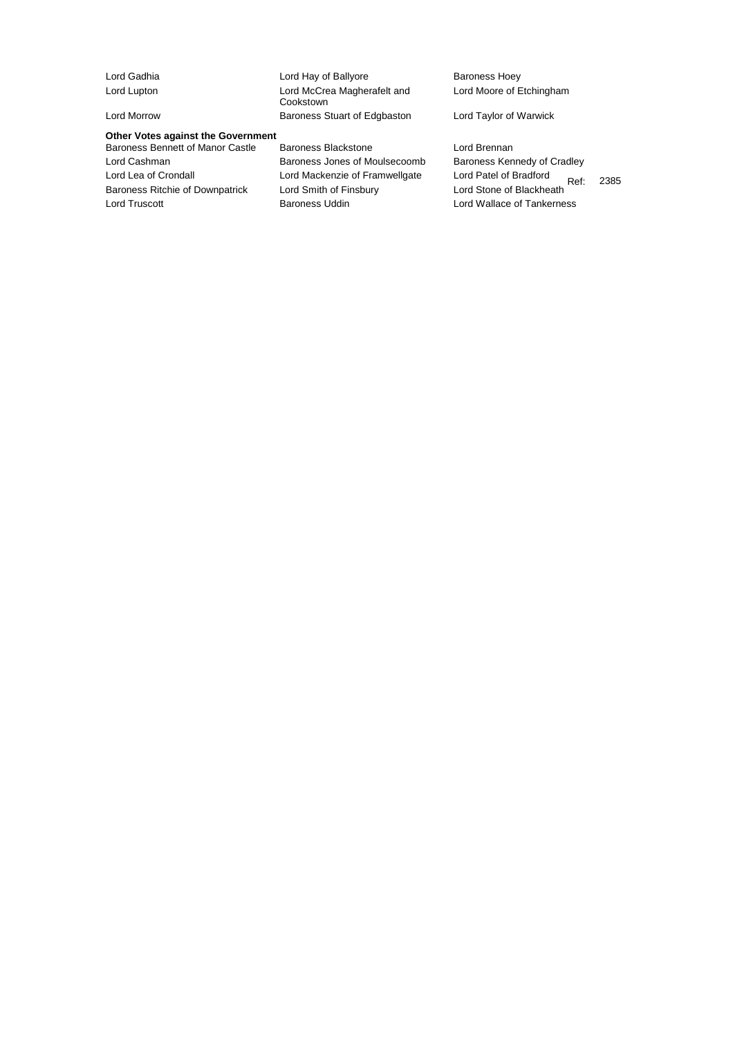| | | |
|---|---|---|
| Lord Gadhia | Lord Hay of Ballyore | Baroness Hoey |
| Lord Lupton | Lord McCrea Magherafelt and Cookstown | Lord Moore of Etchingham |
| Lord Morrow | Baroness Stuart of Edgbaston | Lord Taylor of Warwick |

**Other Votes against the Government**

| | | |
|---|---|---|
| Baroness Bennett of Manor Castle | Baroness Blackstone | Lord Brennan |
| Lord Cashman | Baroness Jones of Moulsecoomb | Baroness Kennedy of Cradley |
| Lord Lea of Crondall | Lord Mackenzie of Framwellgate | Lord Patel of Bradford |
| Baroness Ritchie of Downpatrick | Lord Smith of Finsbury | Lord Stone of Blackheath |
| Lord Truscott | Baroness Uddin | Lord Wallace of Tankerness |

Ref: 2385